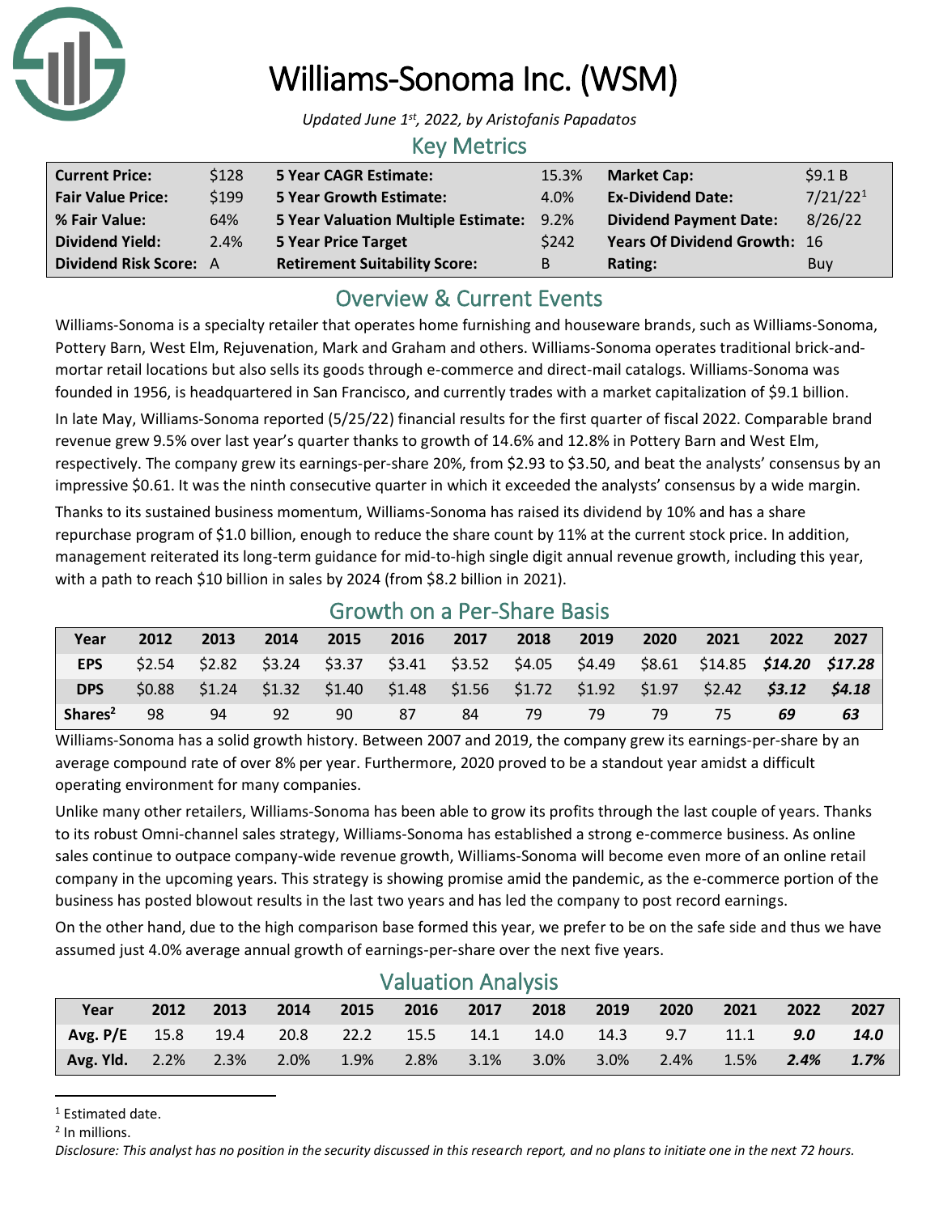# Williams-Sonoma Inc. (WSM)

*Updated June 1st, 2022, by Aristofanis Papadatos*

## Key Metrics

| | | | | | |
|---|---|---|---|---|---|
| **Current Price:** | $128 | **5 Year CAGR Estimate:** | 15.3% | **Market Cap:** | $9.1 B |
| **Fair Value Price:** | $199 | **5 Year Growth Estimate:** | 4.0% | **Ex-Dividend Date:** | 7/21/22[1] |
| **% Fair Value:** | 64% | **5 Year Valuation Multiple Estimate:** | 9.2% | **Dividend Payment Date:** | 8/26/22 |
| **Dividend Yield:** | 2.4% | **5 Year Price Target** | $242 | **Years Of Dividend Growth:** | 16 |
| **Dividend Risk Score:** | A | **Retirement Suitability Score:** | B | **Rating:** | Buy |

## Overview & Current Events

Williams-Sonoma is a specialty retailer that operates home furnishing and houseware brands, such as Williams-Sonoma, Pottery Barn, West Elm, Rejuvenation, Mark and Graham and others. Williams-Sonoma operates traditional brick-and-mortar retail locations but also sells its goods through e-commerce and direct-mail catalogs. Williams-Sonoma was founded in 1956, is headquartered in San Francisco, and currently trades with a market capitalization of $9.1 billion.

In late May, Williams-Sonoma reported (5/25/22) financial results for the first quarter of fiscal 2022. Comparable brand revenue grew 9.5% over last year's quarter thanks to growth of 14.6% and 12.8% in Pottery Barn and West Elm, respectively. The company grew its earnings-per-share 20%, from $2.93 to $3.50, and beat the analysts' consensus by an impressive $0.61. It was the ninth consecutive quarter in which it exceeded the analysts' consensus by a wide margin.

Thanks to its sustained business momentum, Williams-Sonoma has raised its dividend by 10% and has a share repurchase program of $1.0 billion, enough to reduce the share count by 11% at the current stock price. In addition, management reiterated its long-term guidance for mid-to-high single digit annual revenue growth, including this year, with a path to reach $10 billion in sales by 2024 (from $8.2 billion in 2021).

## Growth on a Per-Share Basis

| Year | 2012 | 2013 | 2014 | 2015 | 2016 | 2017 | 2018 | 2019 | 2020 | 2021 | 2022 | 2027 |
|---|---|---|---|---|---|---|---|---|---|---|---|---|
| **EPS** | $2.54 | $2.82 | $3.24 | $3.37 | $3.41 | $3.52 | $4.05 | $4.49 | $8.61 | $14.85 | ***$14.20*** | ***$17.28*** |
| **DPS** | $0.88 | $1.24 | $1.32 | $1.40 | $1.48 | $1.56 | $1.72 | $1.92 | $1.97 | $2.42 | ***$3.12*** | ***$4.18*** |
| **Shares[2]** | 98 | 94 | 92 | 90 | 87 | 84 | 79 | 79 | 79 | 75 | ***69*** | ***63*** |

Williams-Sonoma has a solid growth history. Between 2007 and 2019, the company grew its earnings-per-share by an average compound rate of over 8% per year. Furthermore, 2020 proved to be a standout year amidst a difficult operating environment for many companies.

Unlike many other retailers, Williams-Sonoma has been able to grow its profits through the last couple of years. Thanks to its robust Omni-channel sales strategy, Williams-Sonoma has established a strong e-commerce business. As online sales continue to outpace company-wide revenue growth, Williams-Sonoma will become even more of an online retail company in the upcoming years. This strategy is showing promise amid the pandemic, as the e-commerce portion of the business has posted blowout results in the last two years and has led the company to post record earnings.

On the other hand, due to the high comparison base formed this year, we prefer to be on the safe side and thus we have assumed just 4.0% average annual growth of earnings-per-share over the next five years.

## Valuation Analysis

| Year | 2012 | 2013 | 2014 | 2015 | 2016 | 2017 | 2018 | 2019 | 2020 | 2021 | 2022 | 2027 |
|---|---|---|---|---|---|---|---|---|---|---|---|---|
| **Avg. P/E** | 15.8 | 19.4 | 20.8 | 22.2 | 15.5 | 14.1 | 14.0 | 14.3 | 9.7 | 11.1 | ***9.0*** | ***14.0*** |
| **Avg. Yld.** | 2.2% | 2.3% | 2.0% | 1.9% | 2.8% | 3.1% | 3.0% | 3.0% | 2.4% | 1.5% | ***2.4%*** | ***1.7%*** |

[1] Estimated date.

[2] In millions.

*Disclosure: This analyst has no position in the security discussed in this research report, and no plans to initiate one in the next 72 hours.*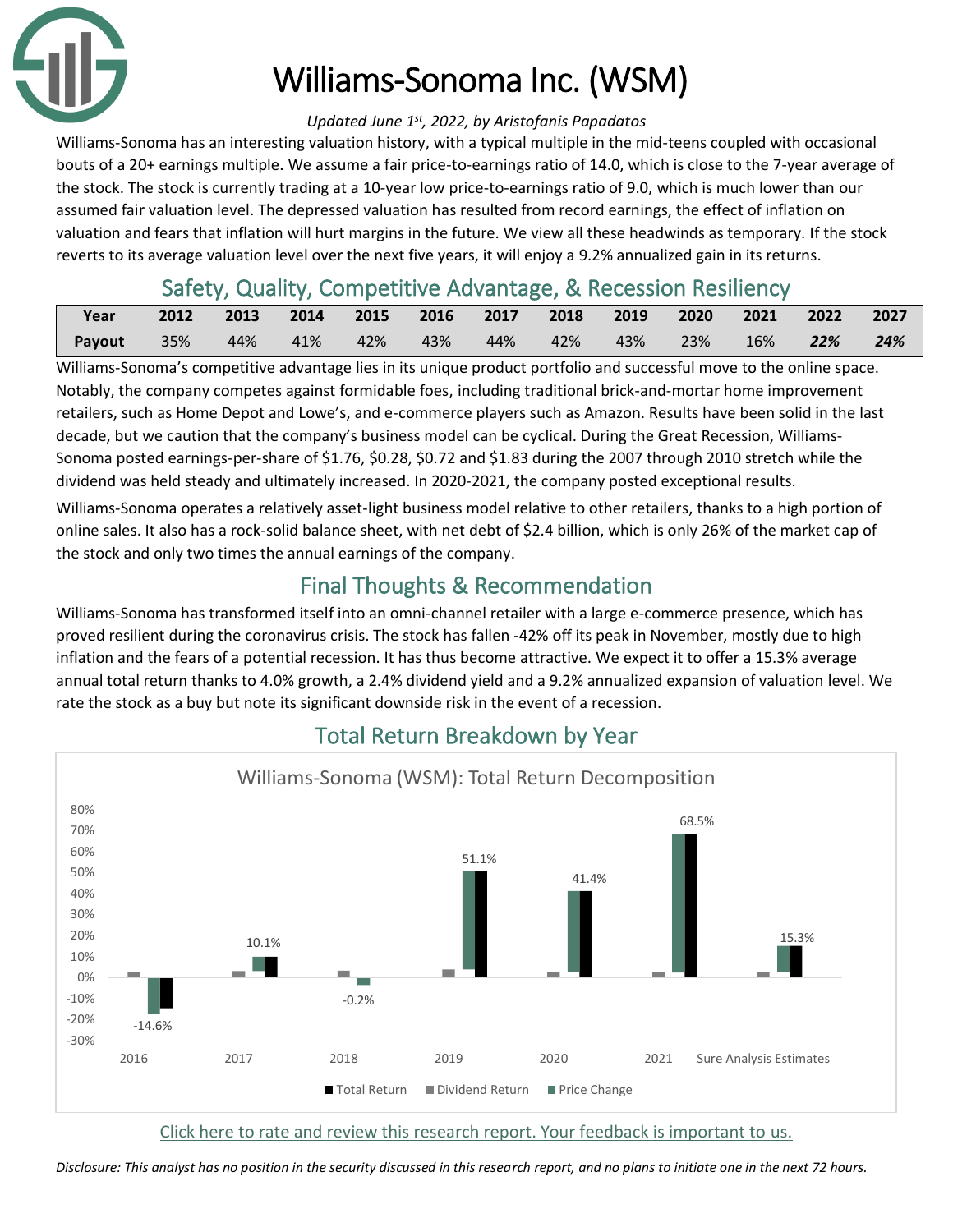# Williams-Sonoma Inc. (WSM)

*Updated June 1st, 2022, by Aristofanis Papadatos*

Williams-Sonoma has an interesting valuation history, with a typical multiple in the mid-teens coupled with occasional bouts of a 20+ earnings multiple. We assume a fair price-to-earnings ratio of 14.0, which is close to the 7-year average of the stock. The stock is currently trading at a 10-year low price-to-earnings ratio of 9.0, which is much lower than our assumed fair valuation level. The depressed valuation has resulted from record earnings, the effect of inflation on valuation and fears that inflation will hurt margins in the future. We view all these headwinds as temporary. If the stock reverts to its average valuation level over the next five years, it will enjoy a 9.2% annualized gain in its returns.

## Safety, Quality, Competitive Advantage, & Recession Resiliency

| Year | 2012 | 2013 | 2014 | 2015 | 2016 | 2017 | 2018 | 2019 | 2020 | 2021 | 2022 | 2027 |
|---|---|---|---|---|---|---|---|---|---|---|---|---|
| Payout | 35% | 44% | 41% | 42% | 43% | 44% | 42% | 43% | 23% | 16% | ***22%*** | ***24%*** |

Williams-Sonoma's competitive advantage lies in its unique product portfolio and successful move to the online space. Notably, the company competes against formidable foes, including traditional brick-and-mortar home improvement retailers, such as Home Depot and Lowe's, and e-commerce players such as Amazon. Results have been solid in the last decade, but we caution that the company's business model can be cyclical. During the Great Recession, Williams-Sonoma posted earnings-per-share of $1.76, $0.28, $0.72 and $1.83 during the 2007 through 2010 stretch while the dividend was held steady and ultimately increased. In 2020-2021, the company posted exceptional results.

Williams-Sonoma operates a relatively asset-light business model relative to other retailers, thanks to a high portion of online sales. It also has a rock-solid balance sheet, with net debt of $2.4 billion, which is only 26% of the market cap of the stock and only two times the annual earnings of the company.

## Final Thoughts & Recommendation

Williams-Sonoma has transformed itself into an omni-channel retailer with a large e-commerce presence, which has proved resilient during the coronavirus crisis. The stock has fallen -42% off its peak in November, mostly due to high inflation and the fears of a potential recession. It has thus become attractive. We expect it to offer a 15.3% average annual total return thanks to 4.0% growth, a 2.4% dividend yield and a 9.2% annualized expansion of valuation level. We rate the stock as a buy but note its significant downside risk in the event of a recession.

## Total Return Breakdown by Year

Williams-Sonoma (WSM): Total Return Decomposition

| | 2016 | 2017 | 2018 | 2019 | 2020 | 2021 | Sure Analysis Estimates |
|---|---|---|---|---|---|---|---|
| Total Return | -14.6% | 10.1% | -0.2% | 51.1% | 41.4% | 68.5% | 15.3% |

Click here to rate and review this research report. Your feedback is important to us.

*Disclosure: This analyst has no position in the security discussed in this research report, and no plans to initiate one in the next 72 hours.*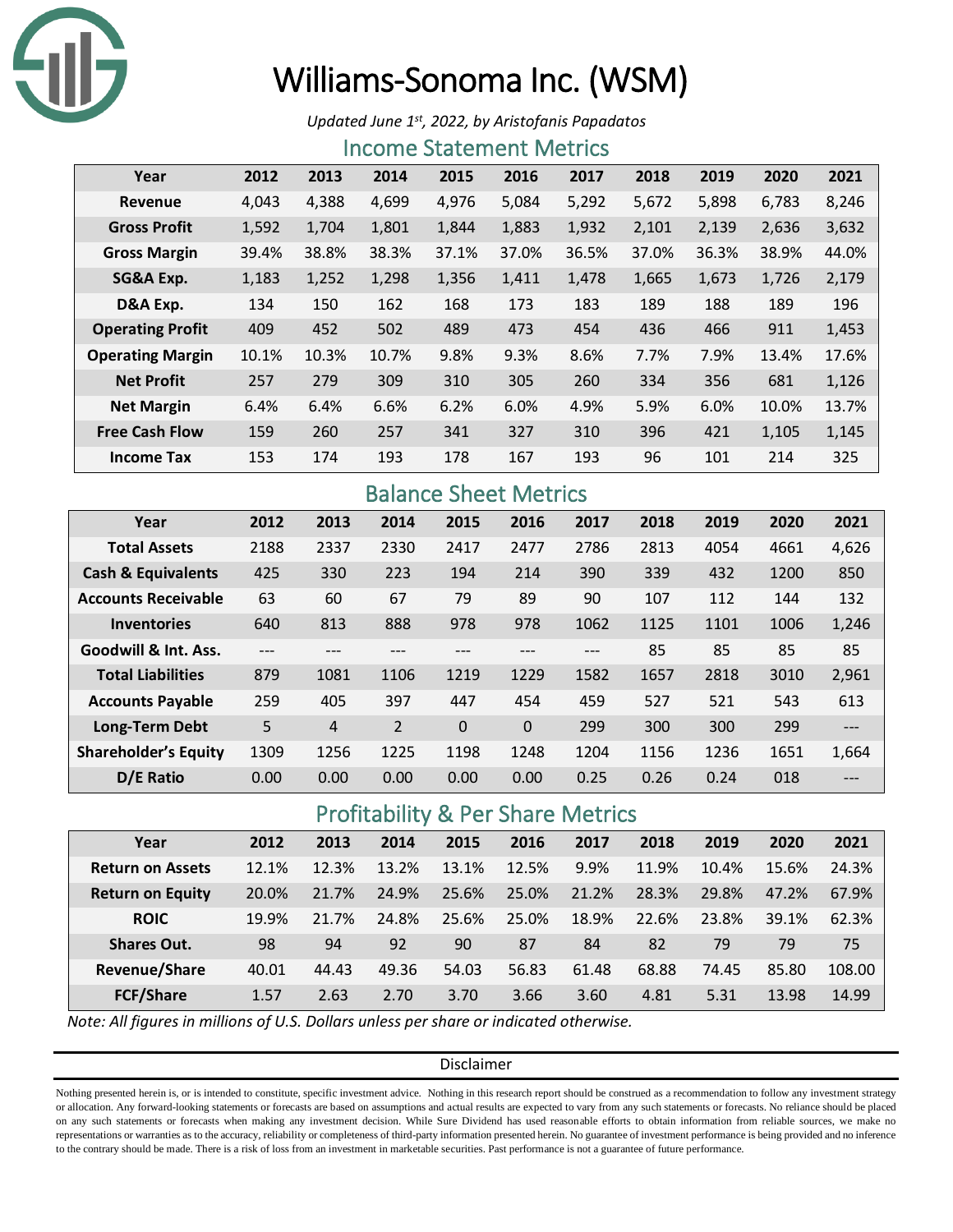# Williams-Sonoma Inc. (WSM)

*Updated June 1st, 2022, by Aristofanis Papadatos*

## Income Statement Metrics

| Year | 2012 | 2013 | 2014 | 2015 | 2016 | 2017 | 2018 | 2019 | 2020 | 2021 |
|---|---|---|---|---|---|---|---|---|---|---|
| **Revenue** | 4,043 | 4,388 | 4,699 | 4,976 | 5,084 | 5,292 | 5,672 | 5,898 | 6,783 | 8,246 |
| **Gross Profit** | 1,592 | 1,704 | 1,801 | 1,844 | 1,883 | 1,932 | 2,101 | 2,139 | 2,636 | 3,632 |
| **Gross Margin** | 39.4% | 38.8% | 38.3% | 37.1% | 37.0% | 36.5% | 37.0% | 36.3% | 38.9% | 44.0% |
| **SG&A Exp.** | 1,183 | 1,252 | 1,298 | 1,356 | 1,411 | 1,478 | 1,665 | 1,673 | 1,726 | 2,179 |
| **D&A Exp.** | 134 | 150 | 162 | 168 | 173 | 183 | 189 | 188 | 189 | 196 |
| **Operating Profit** | 409 | 452 | 502 | 489 | 473 | 454 | 436 | 466 | 911 | 1,453 |
| **Operating Margin** | 10.1% | 10.3% | 10.7% | 9.8% | 9.3% | 8.6% | 7.7% | 7.9% | 13.4% | 17.6% |
| **Net Profit** | 257 | 279 | 309 | 310 | 305 | 260 | 334 | 356 | 681 | 1,126 |
| **Net Margin** | 6.4% | 6.4% | 6.6% | 6.2% | 6.0% | 4.9% | 5.9% | 6.0% | 10.0% | 13.7% |
| **Free Cash Flow** | 159 | 260 | 257 | 341 | 327 | 310 | 396 | 421 | 1,105 | 1,145 |
| **Income Tax** | 153 | 174 | 193 | 178 | 167 | 193 | 96 | 101 | 214 | 325 |

## Balance Sheet Metrics

| Year | 2012 | 2013 | 2014 | 2015 | 2016 | 2017 | 2018 | 2019 | 2020 | 2021 |
|---|---|---|---|---|---|---|---|---|---|---|
| **Total Assets** | 2188 | 2337 | 2330 | 2417 | 2477 | 2786 | 2813 | 4054 | 4661 | 4,626 |
| **Cash & Equivalents** | 425 | 330 | 223 | 194 | 214 | 390 | 339 | 432 | 1200 | 850 |
| **Accounts Receivable** | 63 | 60 | 67 | 79 | 89 | 90 | 107 | 112 | 144 | 132 |
| **Inventories** | 640 | 813 | 888 | 978 | 978 | 1062 | 1125 | 1101 | 1006 | 1,246 |
| **Goodwill & Int. Ass.** | --- | --- | --- | --- | --- | --- | 85 | 85 | 85 | 85 |
| **Total Liabilities** | 879 | 1081 | 1106 | 1219 | 1229 | 1582 | 1657 | 2818 | 3010 | 2,961 |
| **Accounts Payable** | 259 | 405 | 397 | 447 | 454 | 459 | 527 | 521 | 543 | 613 |
| **Long-Term Debt** | 5 | 4 | 2 | 0 | 0 | 299 | 300 | 300 | 299 | --- |
| **Shareholder's Equity** | 1309 | 1256 | 1225 | 1198 | 1248 | 1204 | 1156 | 1236 | 1651 | 1,664 |
| **D/E Ratio** | 0.00 | 0.00 | 0.00 | 0.00 | 0.00 | 0.25 | 0.26 | 0.24 | 018 | --- |

## Profitability & Per Share Metrics

| Year | 2012 | 2013 | 2014 | 2015 | 2016 | 2017 | 2018 | 2019 | 2020 | 2021 |
|---|---|---|---|---|---|---|---|---|---|---|
| **Return on Assets** | 12.1% | 12.3% | 13.2% | 13.1% | 12.5% | 9.9% | 11.9% | 10.4% | 15.6% | 24.3% |
| **Return on Equity** | 20.0% | 21.7% | 24.9% | 25.6% | 25.0% | 21.2% | 28.3% | 29.8% | 47.2% | 67.9% |
| **ROIC** | 19.9% | 21.7% | 24.8% | 25.6% | 25.0% | 18.9% | 22.6% | 23.8% | 39.1% | 62.3% |
| **Shares Out.** | 98 | 94 | 92 | 90 | 87 | 84 | 82 | 79 | 79 | 75 |
| **Revenue/Share** | 40.01 | 44.43 | 49.36 | 54.03 | 56.83 | 61.48 | 68.88 | 74.45 | 85.80 | 108.00 |
| **FCF/Share** | 1.57 | 2.63 | 2.70 | 3.70 | 3.66 | 3.60 | 4.81 | 5.31 | 13.98 | 14.99 |

*Note: All figures in millions of U.S. Dollars unless per share or indicated otherwise.*

---

Disclaimer

Nothing presented herein is, or is intended to constitute, specific investment advice. Nothing in this research report should be construed as a recommendation to follow any investment strategy or allocation. Any forward-looking statements or forecasts are based on assumptions and actual results are expected to vary from any such statements or forecasts. No reliance should be placed on any such statements or forecasts when making any investment decision. While Sure Dividend has used reasonable efforts to obtain information from reliable sources, we make no representations or warranties as to the accuracy, reliability or completeness of third-party information presented herein. No guarantee of investment performance is being provided and no inference to the contrary should be made. There is a risk of loss from an investment in marketable securities. Past performance is not a guarantee of future performance.